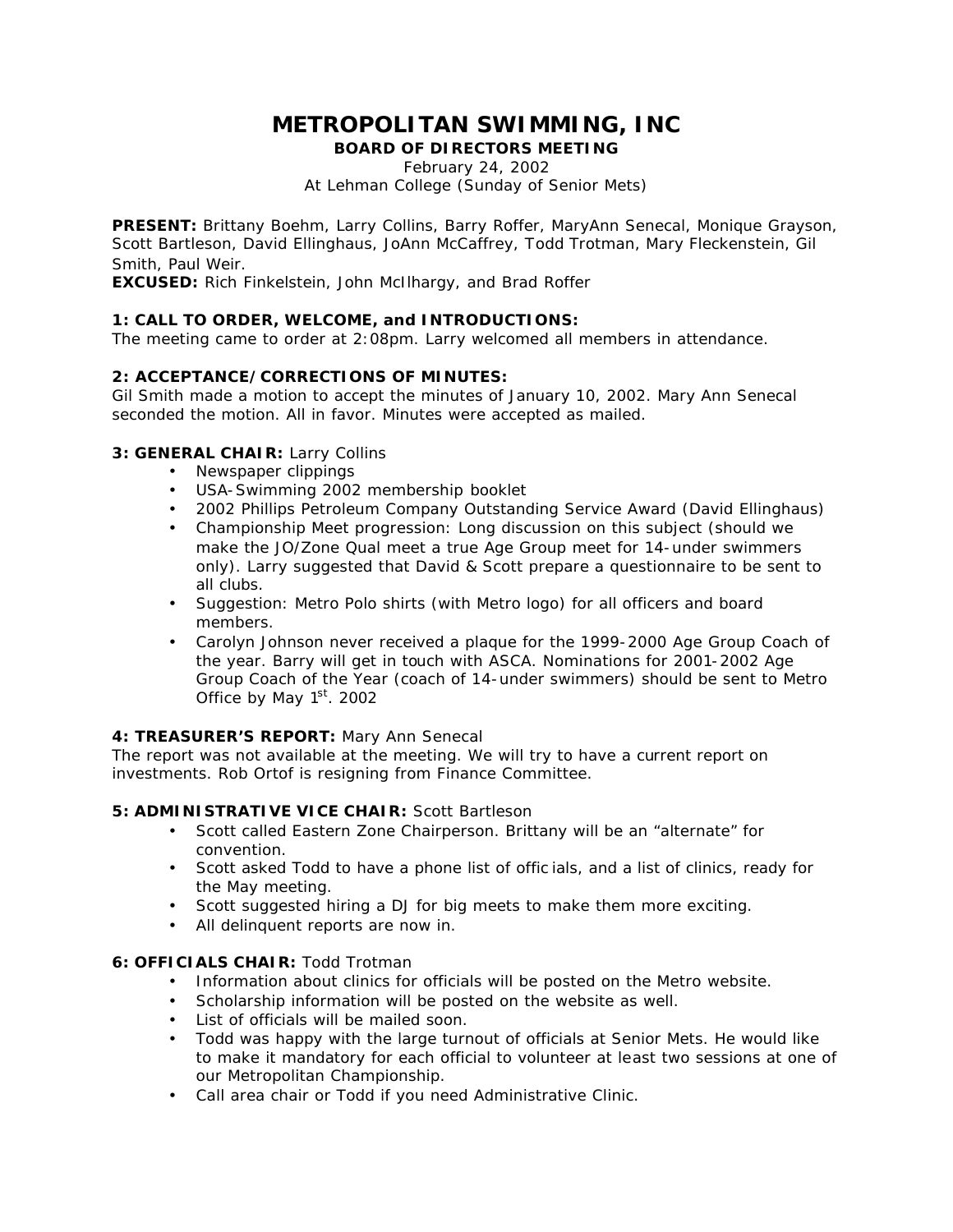# METROPOLITAN SWIMMING, INC

## BOARD OF DIRECTORS MEETING

February 24, 2002
At Lehman College (Sunday of Senior Mets)

**PRESENT:** Brittany Boehm, Larry Collins, Barry Roffer, MaryAnn Senecal, Monique Grayson, Scott Bartleson, David Ellinghaus, JoAnn McCaffrey, Todd Trotman, Mary Fleckenstein, Gil Smith, Paul Weir.
**EXCUSED:** Rich Finkelstein, John McIlhargy, and Brad Roffer

**1: CALL TO ORDER, WELCOME, and INTRODUCTIONS:**
The meeting came to order at 2:08pm. Larry welcomed all members in attendance.

**2: ACCEPTANCE/CORRECTIONS OF MINUTES:**
Gil Smith made a motion to accept the minutes of January 10, 2002. Mary Ann Senecal seconded the motion. All in favor. Minutes were accepted as mailed.

**3: GENERAL CHAIR:** Larry Collins

- Newspaper clippings
- USA-Swimming 2002 membership booklet
- 2002 Phillips Petroleum Company Outstanding Service Award (David Ellinghaus)
- Championship Meet progression: Long discussion on this subject (should we make the JO/Zone Qual meet a true Age Group meet for 14-under swimmers only). Larry suggested that David & Scott prepare a questionnaire to be sent to all clubs.
- Suggestion: Metro Polo shirts (with Metro logo) for all officers and board members.
- Carolyn Johnson never received a plaque for the 1999-2000 Age Group Coach of the year. Barry will get in touch with ASCA. Nominations for 2001-2002 Age Group Coach of the Year (coach of 14-under swimmers) should be sent to Metro Office by May 1st. 2002

**4: TREASURER'S REPORT:** Mary Ann Senecal
The report was not available at the meeting. We will try to have a current report on investments. Rob Ortof is resigning from Finance Committee.

**5: ADMINISTRATIVE VICE CHAIR:** Scott Bartleson

- Scott called Eastern Zone Chairperson. Brittany will be an "alternate" for convention.
- Scott asked Todd to have a phone list of offic ials, and a list of clinics, ready for the May meeting.
- Scott suggested hiring a DJ for big meets to make them more exciting.
- All delinquent reports are now in.

**6: OFFICIALS CHAIR:** Todd Trotman

- Information about clinics for officials will be posted on the Metro website.
- Scholarship information will be posted on the website as well.
- List of officials will be mailed soon.
- Todd was happy with the large turnout of officials at Senior Mets. He would like to make it mandatory for each official to volunteer at least two sessions at one of our Metropolitan Championship.
- Call area chair or Todd if you need Administrative Clinic.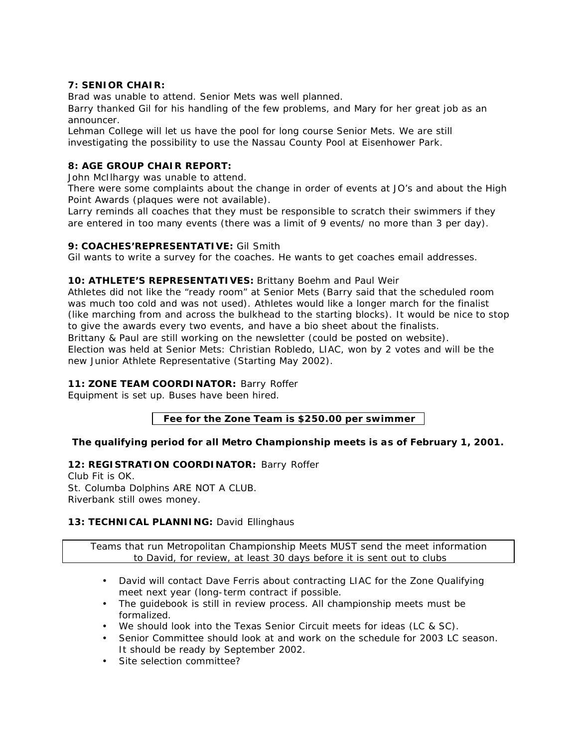**7: SENIOR CHAIR:**

Brad was unable to attend. Senior Mets was well planned.

Barry thanked Gil for his handling of the few problems, and Mary for her great job as an announcer.

Lehman College will let us have the pool for long course Senior Mets. We are still investigating the possibility to use the Nassau County Pool at Eisenhower Park.

**8: AGE GROUP CHAIR REPORT:**

John McIlhargy was unable to attend.

There were some complaints about the change in order of events at JO's and about the High Point Awards (plaques were not available).

Larry reminds all coaches that they must be responsible to scratch their swimmers if they are entered in too many events (there was a limit of 9 events/ no more than 3 per day).

**9: COACHES'REPRESENTATIVE:** Gil Smith

Gil wants to write a survey for the coaches. He wants to get coaches email addresses.

**10: ATHLETE'S REPRESENTATIVES:** Brittany Boehm and Paul Weir

Athletes did not like the "ready room" at Senior Mets (Barry said that the scheduled room was much too cold and was not used). Athletes would like a longer march for the finalist (like marching from and across the bulkhead to the starting blocks). It would be nice to stop to give the awards every two events, and have a bio sheet about the finalists.

Brittany & Paul are still working on the newsletter (could be posted on website).

Election was held at Senior Mets: Christian Robledo, LIAC, won by 2 votes and will be the new Junior Athlete Representative (Starting May 2002).

**11: ZONE TEAM COORDINATOR:** Barry Roffer

Equipment is set up. Buses have been hired.

**Fee for the Zone Team is $250.00 per swimmer**

**The qualifying period for all Metro Championship meets is as of February 1, 2001.**

**12: REGISTRATION COORDINATOR:** Barry Roffer

Club Fit is OK.

St. Columba Dolphins ARE NOT A CLUB.

Riverbank still owes money.

**13: TECHNICAL PLANNING:** David Ellinghaus

Teams that run Metropolitan Championship Meets MUST send the meet information to David, for review, at least 30 days before it is sent out to clubs

- David will contact Dave Ferris about contracting LIAC for the Zone Qualifying meet next year (long-term contract if possible.
- The guidebook is still in review process. All championship meets must be formalized.
- We should look into the Texas Senior Circuit meets for ideas (LC & SC).
- Senior Committee should look at and work on the schedule for 2003 LC season. It should be ready by September 2002.
- Site selection committee?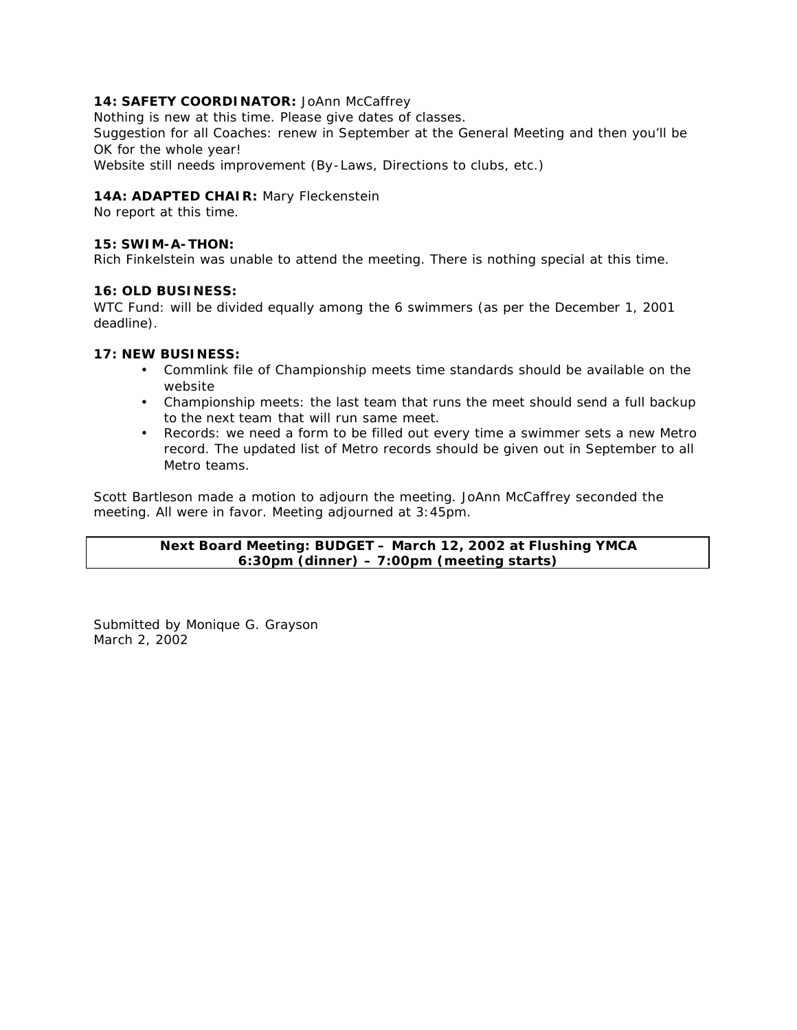**14: SAFETY COORDINATOR:** JoAnn McCaffrey
Nothing is new at this time. Please give dates of classes.
Suggestion for all Coaches: renew in September at the General Meeting and then you'll be OK for the whole year!
Website still needs improvement (By-Laws, Directions to clubs, etc.)

**14A: ADAPTED CHAIR:** Mary Fleckenstein
No report at this time.

**15: SWIM-A-THON:**
Rich Finkelstein was unable to attend the meeting. There is nothing special at this time.

**16: OLD BUSINESS:**
WTC Fund: will be divided equally among the 6 swimmers (as per the December 1, 2001 deadline).

**17: NEW BUSINESS:**

- Commlink file of Championship meets time standards should be available on the website
- Championship meets: the last team that runs the meet should send a full backup to the next team that will run same meet.
- Records: we need a form to be filled out every time a swimmer sets a new Metro record. The updated list of Metro records should be given out in September to all Metro teams.

Scott Bartleson made a motion to adjourn the meeting. JoAnn McCaffrey seconded the meeting. All were in favor. Meeting adjourned at 3:45pm.

**Next Board Meeting: BUDGET – March 12, 2002 at Flushing YMCA**
**6:30pm (dinner) – 7:00pm (meeting starts)**

Submitted by Monique G. Grayson
March 2, 2002